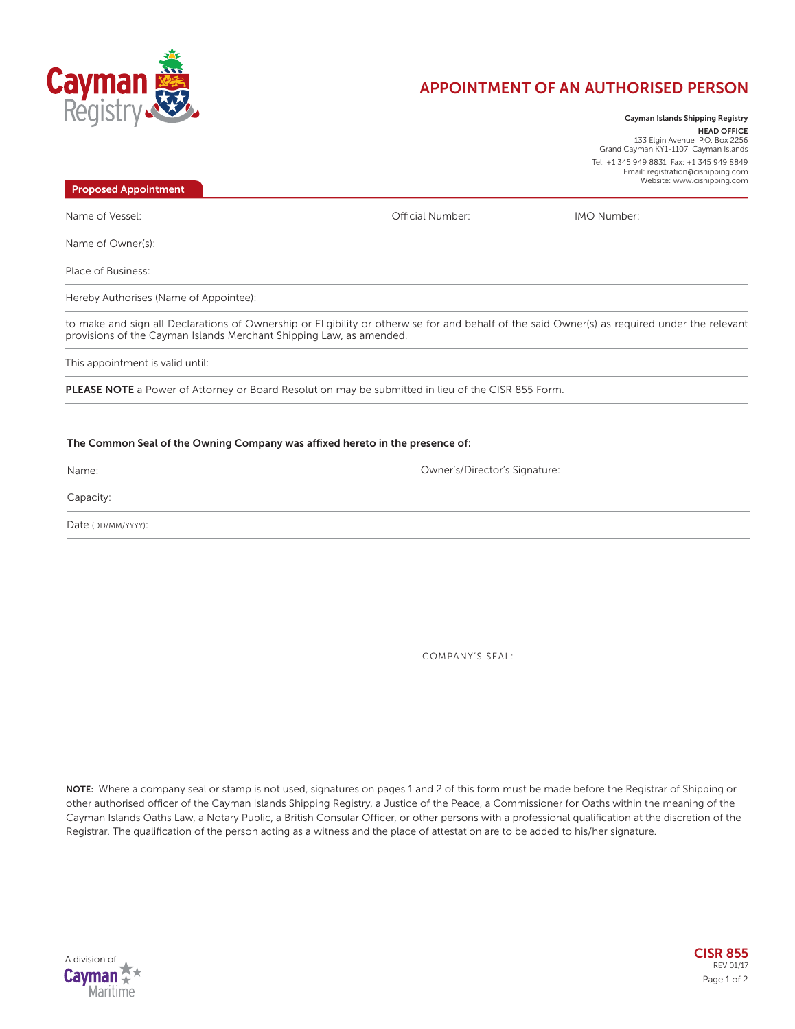Cayman Registry

# APPOINTMENT OF AN AUTHORISED PERSON

**Cayman Islands Shipping Registry**

**HEAD OFFICE**
133 Elgin Avenue P.O. Box 2256
Grand Cayman KY1-1107 Cayman Islands

Tel: +1 345 949 8831 Fax: +1 345 949 8849
Email: registration@cishipping.com
Website: www.cishipping.com

## Proposed Appointment

Name of Vessel: Official Number: IMO Number:

Name of Owner(s):

Place of Business:

Hereby Authorises (Name of Appointee):

to make and sign all Declarations of Ownership or Eligibility or otherwise for and behalf of the said Owner(s) as required under the relevant provisions of the Cayman Islands Merchant Shipping Law, as amended.

This appointment is valid until:

**PLEASE NOTE** a Power of Attorney or Board Resolution may be submitted in lieu of the CISR 855 Form.

**The Common Seal of the Owning Company was affixed hereto in the presence of:**

Name: Owner's/Director's Signature:

Capacity:

Date (DD/MM/YYYY):

COMPANY'S SEAL:

**NOTE:** Where a company seal or stamp is not used, signatures on pages 1 and 2 of this form must be made before the Registrar of Shipping or other authorised officer of the Cayman Islands Shipping Registry, a Justice of the Peace, a Commissioner for Oaths within the meaning of the Cayman Islands Oaths Law, a Notary Public, a British Consular Officer, or other persons with a professional qualification at the discretion of the Registrar. The qualification of the person acting as a witness and the place of attestation are to be added to his/her signature.

A division of Cayman Maritime

CISR 855
REV 01/17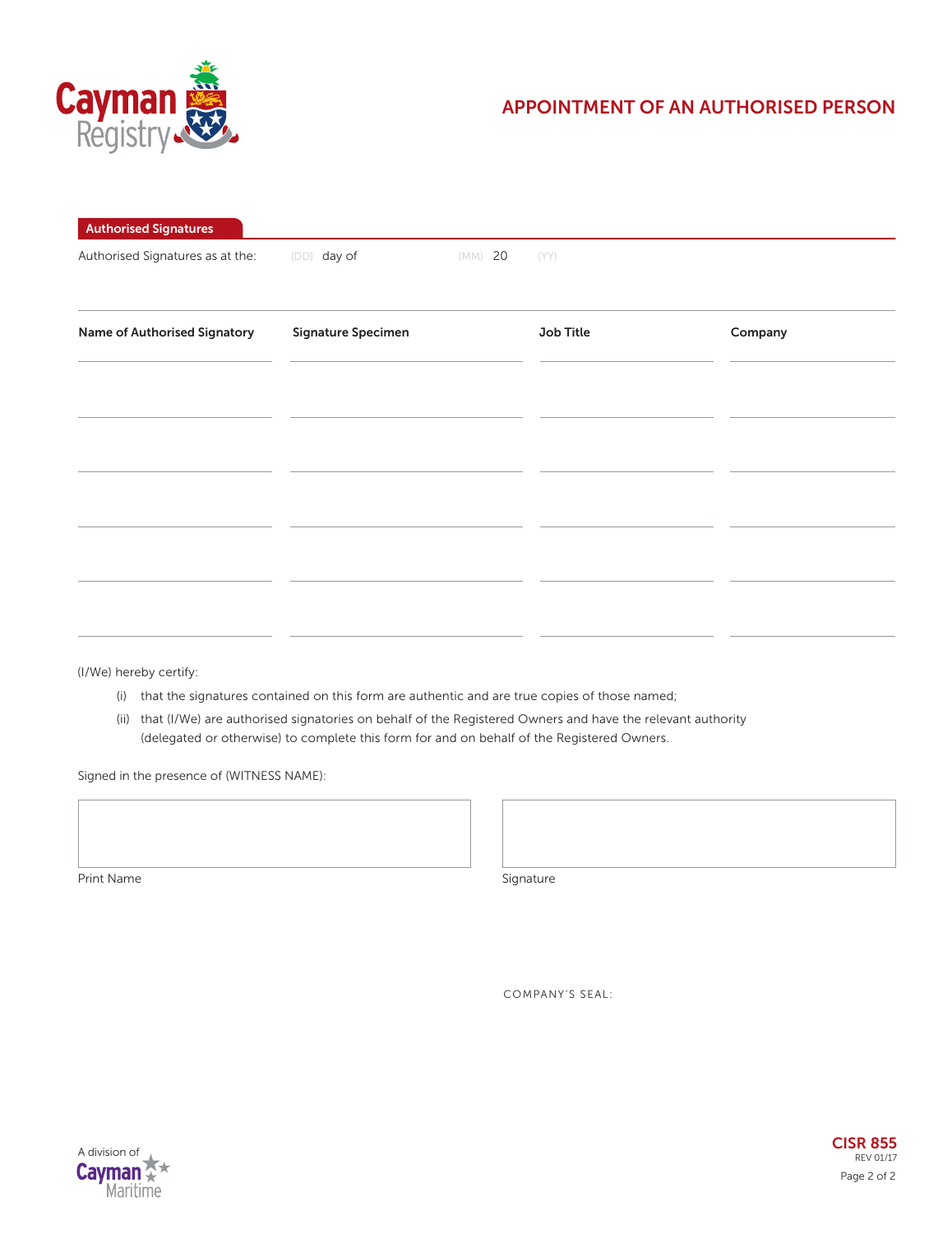# APPOINTMENT OF AN AUTHORISED PERSON

## Authorised Signatures

Authorised Signatures as at the: (DD) day of (MM) 20 (YY)

| Name of Authorised Signatory | Signature Specimen | Job Title | Company |
|---|---|---|---|
| | | | |
| | | | |
| | | | |
| | | | |
| | | | |

(I/We) hereby certify:

(i) that the signatures contained on this form are authentic and are true copies of those named;

(ii) that (I/We) are authorised signatories on behalf of the Registered Owners and have the relevant authority (delegated or otherwise) to complete this form for and on behalf of the Registered Owners.

Signed in the presence of (WITNESS NAME):

Print Name

Signature

COMPANY'S SEAL:

A division of Cayman Maritime

CISR 855
REV 01/17